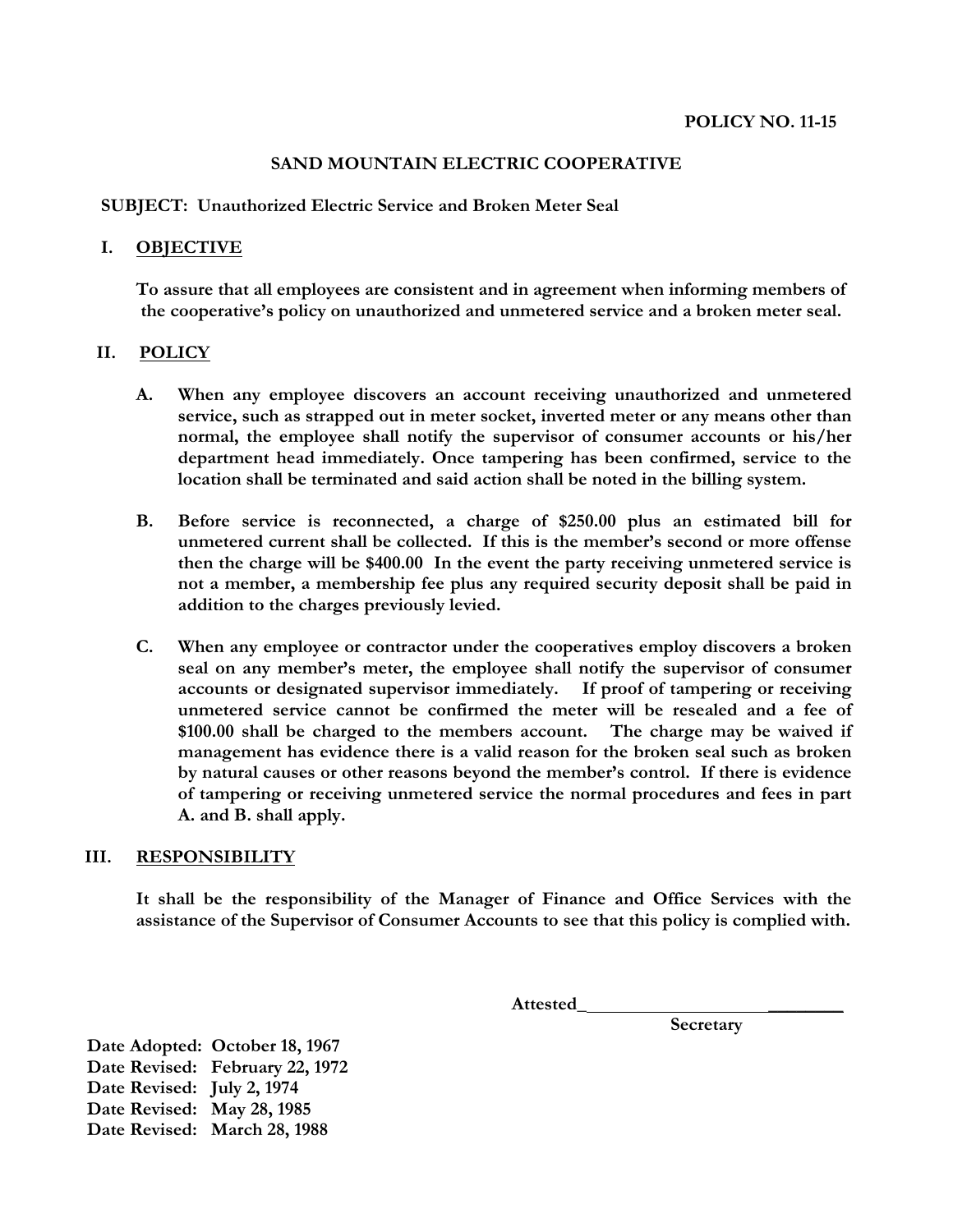**POLICY NO. 11-15**

# SAND MOUNTAIN ELECTRIC COOPERATIVE

**SUBJECT: Unauthorized Electric Service and Broken Meter Seal**

## I. OBJECTIVE

**To assure that all employees are consistent and in agreement when informing members of the cooperative's policy on unauthorized and unmetered service and a broken meter seal.**

## II. POLICY

**A. When any employee discovers an account receiving unauthorized and unmetered service, such as strapped out in meter socket, inverted meter or any means other than normal, the employee shall notify the supervisor of consumer accounts or his/her department head immediately. Once tampering has been confirmed, service to the location shall be terminated and said action shall be noted in the billing system.**

**B. Before service is reconnected, a charge of $250.00 plus an estimated bill for unmetered current shall be collected. If this is the member's second or more offense then the charge will be $400.00 In the event the party receiving unmetered service is not a member, a membership fee plus any required security deposit shall be paid in addition to the charges previously levied.**

**C. When any employee or contractor under the cooperatives employ discovers a broken seal on any member's meter, the employee shall notify the supervisor of consumer accounts or designated supervisor immediately. If proof of tampering or receiving unmetered service cannot be confirmed the meter will be resealed and a fee of $100.00 shall be charged to the members account. The charge may be waived if management has evidence there is a valid reason for the broken seal such as broken by natural causes or other reasons beyond the member's control. If there is evidence of tampering or receiving unmetered service the normal procedures and fees in part A. and B. shall apply.**

## III. RESPONSIBILITY

**It shall be the responsibility of the Manager of Finance and Office Services with the assistance of the Supervisor of Consumer Accounts to see that this policy is complied with.**

**Attested\_\_\_\_\_\_\_\_\_\_\_\_\_\_\_\_\_\_\_\_\_\_\_\_\_\_\_\_\_\_**
**Secretary**

**Date Adopted: October 18, 1967**
**Date Revised: February 22, 1972**
**Date Revised: July 2, 1974**
**Date Revised: May 28, 1985**
**Date Revised: March 28, 1988**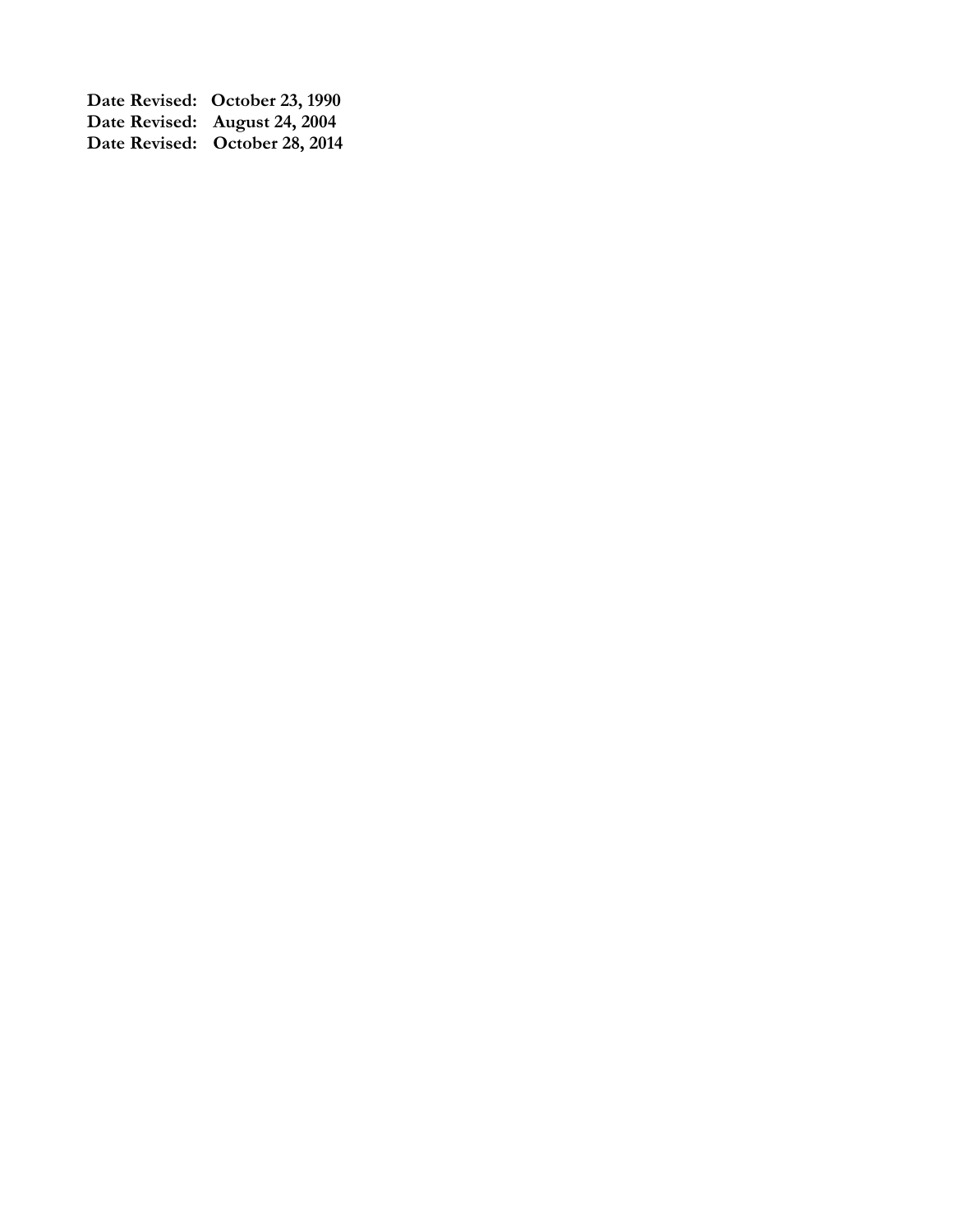**Date Revised: October 23, 1990**  
**Date Revised: August 24, 2004**  
**Date Revised: October 28, 2014**